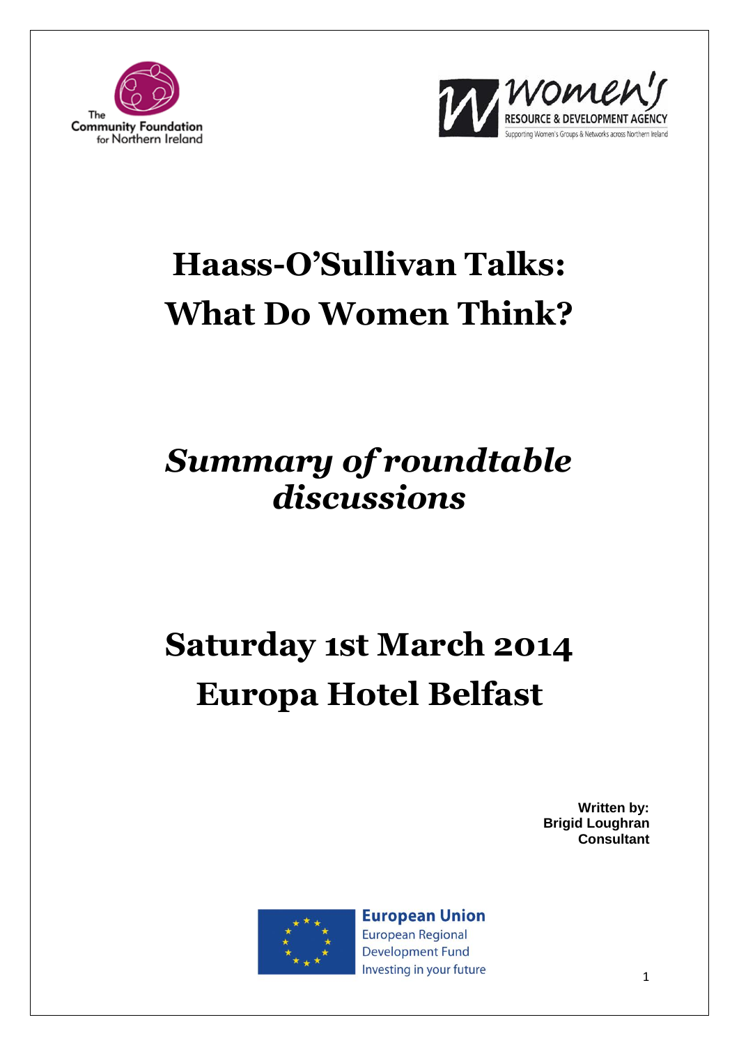The Community Foundation for Northern Ireland

Women's Resource & Development Agency
Supporting Women's Groups & Networks across Northern Ireland

# Haass-O'Sullivan Talks: What Do Women Think?

## *Summary of roundtable discussions*

## Saturday 1st March 2014
## Europa Hotel Belfast

**Written by:**
**Brigid Loughran**
**Consultant**

European Union
European Regional Development Fund
Investing in your future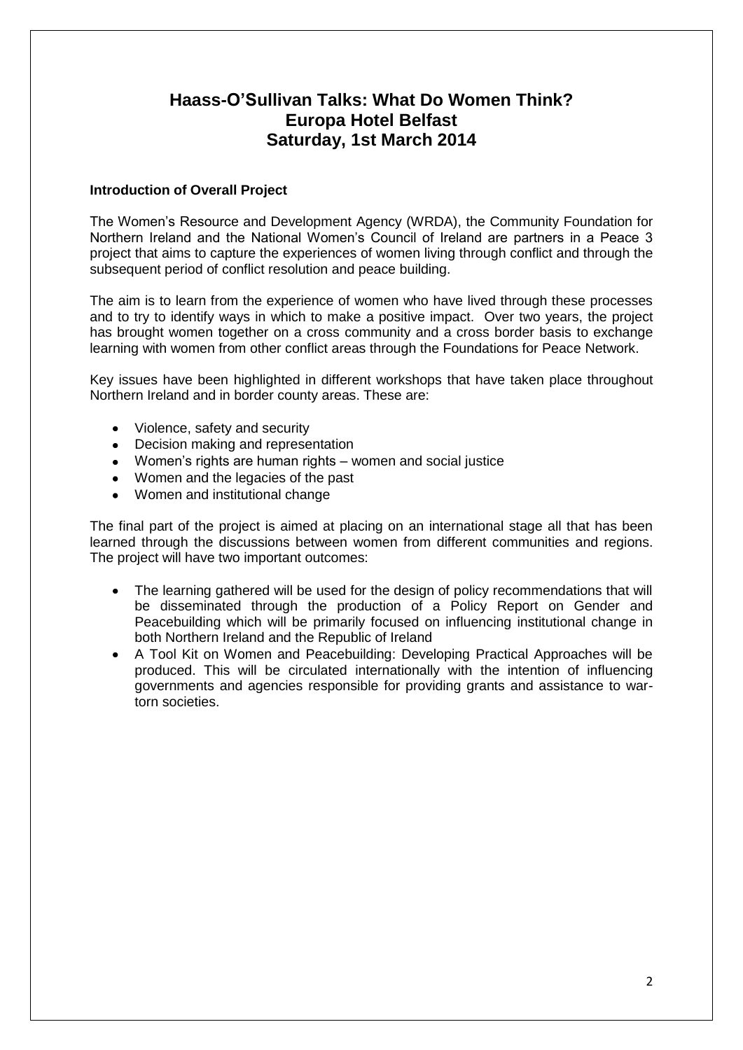# Haass-O'Sullivan Talks: What Do Women Think?
# Europa Hotel Belfast
# Saturday, 1st March 2014

**Introduction of Overall Project**

The Women's Resource and Development Agency (WRDA), the Community Foundation for Northern Ireland and the National Women's Council of Ireland are partners in a Peace 3 project that aims to capture the experiences of women living through conflict and through the subsequent period of conflict resolution and peace building.

The aim is to learn from the experience of women who have lived through these processes and to try to identify ways in which to make a positive impact. Over two years, the project has brought women together on a cross community and a cross border basis to exchange learning with women from other conflict areas through the Foundations for Peace Network.

Key issues have been highlighted in different workshops that have taken place throughout Northern Ireland and in border county areas. These are:

- Violence, safety and security
- Decision making and representation
- Women's rights are human rights – women and social justice
- Women and the legacies of the past
- Women and institutional change

The final part of the project is aimed at placing on an international stage all that has been learned through the discussions between women from different communities and regions. The project will have two important outcomes:

- The learning gathered will be used for the design of policy recommendations that will be disseminated through the production of a Policy Report on Gender and Peacebuilding which will be primarily focused on influencing institutional change in both Northern Ireland and the Republic of Ireland
- A Tool Kit on Women and Peacebuilding: Developing Practical Approaches will be produced. This will be circulated internationally with the intention of influencing governments and agencies responsible for providing grants and assistance to war-torn societies.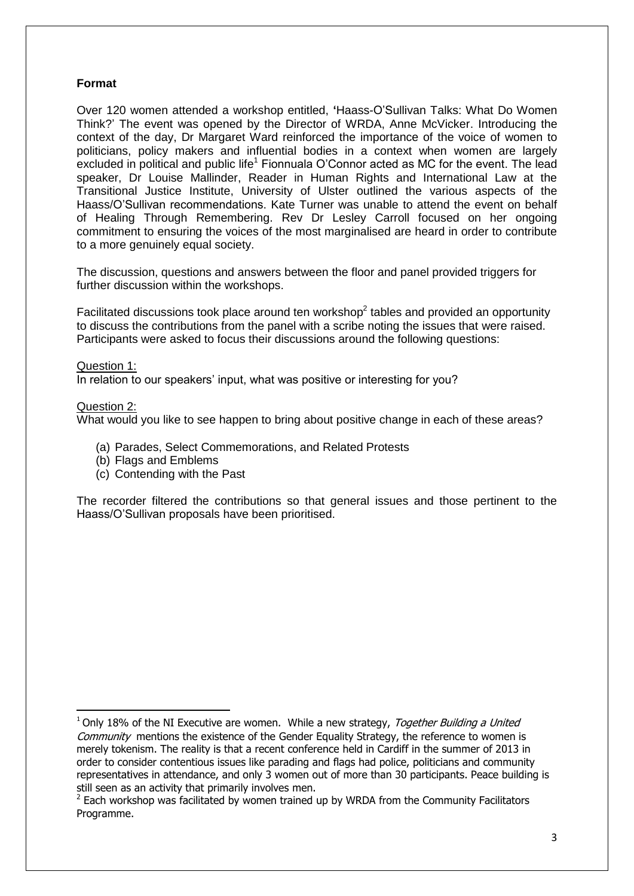**Format**

Over 120 women attended a workshop entitled, 'Haass-O'Sullivan Talks: What Do Women Think?' The event was opened by the Director of WRDA, Anne McVicker. Introducing the context of the day, Dr Margaret Ward reinforced the importance of the voice of women to politicians, policy makers and influential bodies in a context when women are largely excluded in political and public life[1] Fionnuala O'Connor acted as MC for the event. The lead speaker, Dr Louise Mallinder, Reader in Human Rights and International Law at the Transitional Justice Institute, University of Ulster outlined the various aspects of the Haass/O'Sullivan recommendations. Kate Turner was unable to attend the event on behalf of Healing Through Remembering. Rev Dr Lesley Carroll focused on her ongoing commitment to ensuring the voices of the most marginalised are heard in order to contribute to a more genuinely equal society.

The discussion, questions and answers between the floor and panel provided triggers for further discussion within the workshops.

Facilitated discussions took place around ten workshop[2] tables and provided an opportunity to discuss the contributions from the panel with a scribe noting the issues that were raised. Participants were asked to focus their discussions around the following questions:

Question 1:
In relation to our speakers' input, what was positive or interesting for you?

Question 2:
What would you like to see happen to bring about positive change in each of these areas?

(a) Parades, Select Commemorations, and Related Protests
(b) Flags and Emblems
(c) Contending with the Past

The recorder filtered the contributions so that general issues and those pertinent to the Haass/O'Sullivan proposals have been prioritised.

---

[1] Only 18% of the NI Executive are women. While a new strategy, *Together Building a United Community* mentions the existence of the Gender Equality Strategy, the reference to women is merely tokenism. The reality is that a recent conference held in Cardiff in the summer of 2013 in order to consider contentious issues like parading and flags had police, politicians and community representatives in attendance, and only 3 women out of more than 30 participants. Peace building is still seen as an activity that primarily involves men.

[2] Each workshop was facilitated by women trained up by WRDA from the Community Facilitators Programme.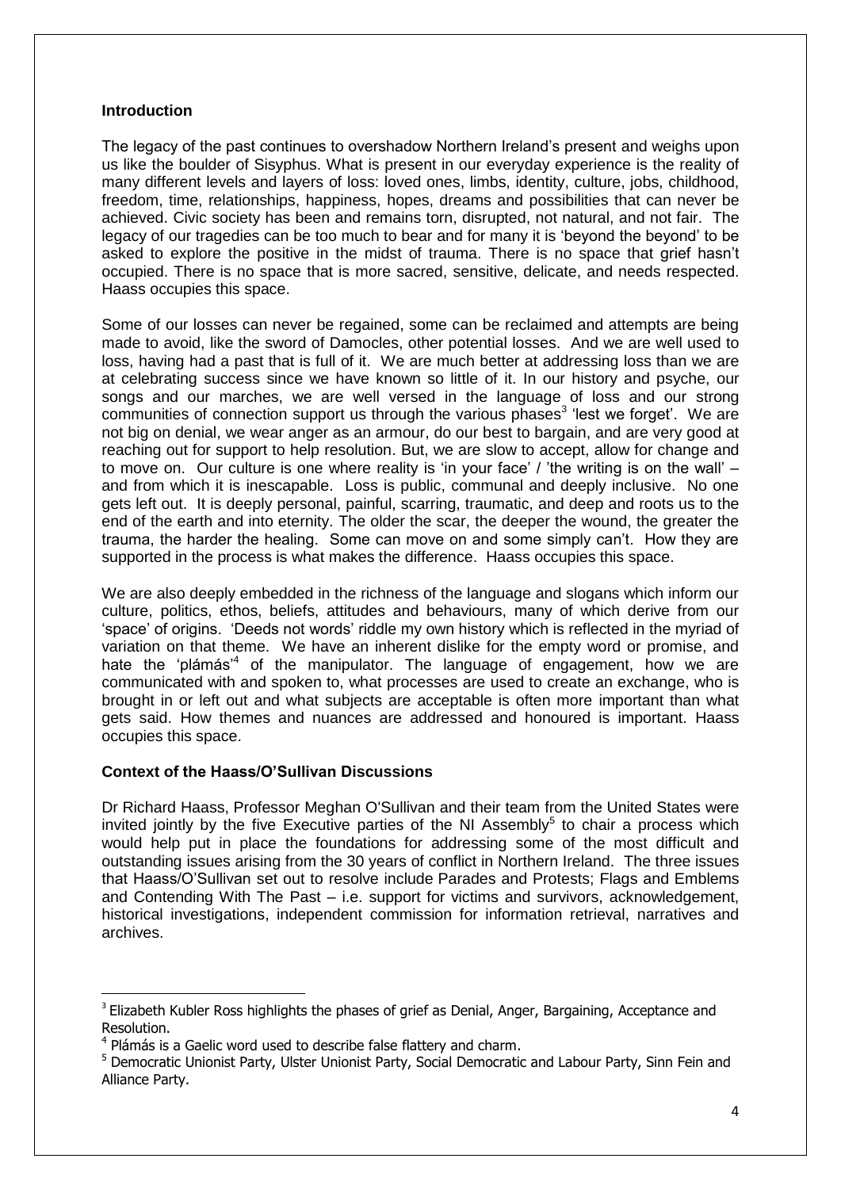**Introduction**

The legacy of the past continues to overshadow Northern Ireland's present and weighs upon us like the boulder of Sisyphus. What is present in our everyday experience is the reality of many different levels and layers of loss: loved ones, limbs, identity, culture, jobs, childhood, freedom, time, relationships, happiness, hopes, dreams and possibilities that can never be achieved. Civic society has been and remains torn, disrupted, not natural, and not fair. The legacy of our tragedies can be too much to bear and for many it is 'beyond the beyond' to be asked to explore the positive in the midst of trauma. There is no space that grief hasn't occupied. There is no space that is more sacred, sensitive, delicate, and needs respected. Haass occupies this space.

Some of our losses can never be regained, some can be reclaimed and attempts are being made to avoid, like the sword of Damocles, other potential losses. And we are well used to loss, having had a past that is full of it. We are much better at addressing loss than we are at celebrating success since we have known so little of it. In our history and psyche, our songs and our marches, we are well versed in the language of loss and our strong communities of connection support us through the various phases[3] 'lest we forget'. We are not big on denial, we wear anger as an armour, do our best to bargain, and are very good at reaching out for support to help resolution. But, we are slow to accept, allow for change and to move on. Our culture is one where reality is 'in your face' / 'the writing is on the wall' – and from which it is inescapable. Loss is public, communal and deeply inclusive. No one gets left out. It is deeply personal, painful, scarring, traumatic, and deep and roots us to the end of the earth and into eternity. The older the scar, the deeper the wound, the greater the trauma, the harder the healing. Some can move on and some simply can't. How they are supported in the process is what makes the difference. Haass occupies this space.

We are also deeply embedded in the richness of the language and slogans which inform our culture, politics, ethos, beliefs, attitudes and behaviours, many of which derive from our 'space' of origins. 'Deeds not words' riddle my own history which is reflected in the myriad of variation on that theme. We have an inherent dislike for the empty word or promise, and hate the 'plámás'[4] of the manipulator. The language of engagement, how we are communicated with and spoken to, what processes are used to create an exchange, who is brought in or left out and what subjects are acceptable is often more important than what gets said. How themes and nuances are addressed and honoured is important. Haass occupies this space.

**Context of the Haass/O'Sullivan Discussions**

Dr Richard Haass, Professor Meghan O'Sullivan and their team from the United States were invited jointly by the five Executive parties of the NI Assembly[5] to chair a process which would help put in place the foundations for addressing some of the most difficult and outstanding issues arising from the 30 years of conflict in Northern Ireland. The three issues that Haass/O'Sullivan set out to resolve include Parades and Protests; Flags and Emblems and Contending With The Past – i.e. support for victims and survivors, acknowledgement, historical investigations, independent commission for information retrieval, narratives and archives.

---

[3] Elizabeth Kubler Ross highlights the phases of grief as Denial, Anger, Bargaining, Acceptance and Resolution.

[4] Plámás is a Gaelic word used to describe false flattery and charm.

[5] Democratic Unionist Party, Ulster Unionist Party, Social Democratic and Labour Party, Sinn Fein and Alliance Party.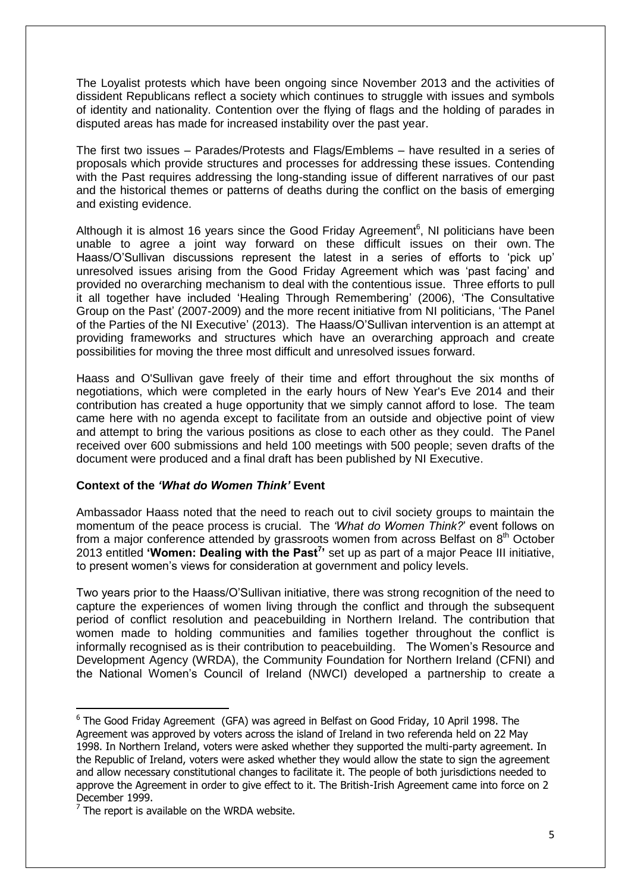The Loyalist protests which have been ongoing since November 2013 and the activities of dissident Republicans reflect a society which continues to struggle with issues and symbols of identity and nationality. Contention over the flying of flags and the holding of parades in disputed areas has made for increased instability over the past year.

The first two issues – Parades/Protests and Flags/Emblems – have resulted in a series of proposals which provide structures and processes for addressing these issues. Contending with the Past requires addressing the long-standing issue of different narratives of our past and the historical themes or patterns of deaths during the conflict on the basis of emerging and existing evidence.

Although it is almost 16 years since the Good Friday Agreement[6], NI politicians have been unable to agree a joint way forward on these difficult issues on their own. The Haass/O'Sullivan discussions represent the latest in a series of efforts to 'pick up' unresolved issues arising from the Good Friday Agreement which was 'past facing' and provided no overarching mechanism to deal with the contentious issue. Three efforts to pull it all together have included 'Healing Through Remembering' (2006), 'The Consultative Group on the Past' (2007-2009) and the more recent initiative from NI politicians, 'The Panel of the Parties of the NI Executive' (2013). The Haass/O'Sullivan intervention is an attempt at providing frameworks and structures which have an overarching approach and create possibilities for moving the three most difficult and unresolved issues forward.

Haass and O'Sullivan gave freely of their time and effort throughout the six months of negotiations, which were completed in the early hours of New Year's Eve 2014 and their contribution has created a huge opportunity that we simply cannot afford to lose. The team came here with no agenda except to facilitate from an outside and objective point of view and attempt to bring the various positions as close to each other as they could. The Panel received over 600 submissions and held 100 meetings with 500 people; seven drafts of the document were produced and a final draft has been published by NI Executive.

**Context of the *'What do Women Think'* Event**

Ambassador Haass noted that the need to reach out to civil society groups to maintain the momentum of the peace process is crucial. The *'What do Women Think?'* event follows on from a major conference attended by grassroots women from across Belfast on 8th October 2013 entitled **'Women: Dealing with the Past[7]'** set up as part of a major Peace III initiative, to present women's views for consideration at government and policy levels.

Two years prior to the Haass/O'Sullivan initiative, there was strong recognition of the need to capture the experiences of women living through the conflict and through the subsequent period of conflict resolution and peacebuilding in Northern Ireland. The contribution that women made to holding communities and families together throughout the conflict is informally recognised as is their contribution to peacebuilding. The Women's Resource and Development Agency (WRDA), the Community Foundation for Northern Ireland (CFNI) and the National Women's Council of Ireland (NWCI) developed a partnership to create a

---

[6] The Good Friday Agreement (GFA) was agreed in Belfast on Good Friday, 10 April 1998. The Agreement was approved by voters across the island of Ireland in two referenda held on 22 May 1998. In Northern Ireland, voters were asked whether they supported the multi-party agreement. In the Republic of Ireland, voters were asked whether they would allow the state to sign the agreement and allow necessary constitutional changes to facilitate it. The people of both jurisdictions needed to approve the Agreement in order to give effect to it. The British-Irish Agreement came into force on 2 December 1999.

[7] The report is available on the WRDA website.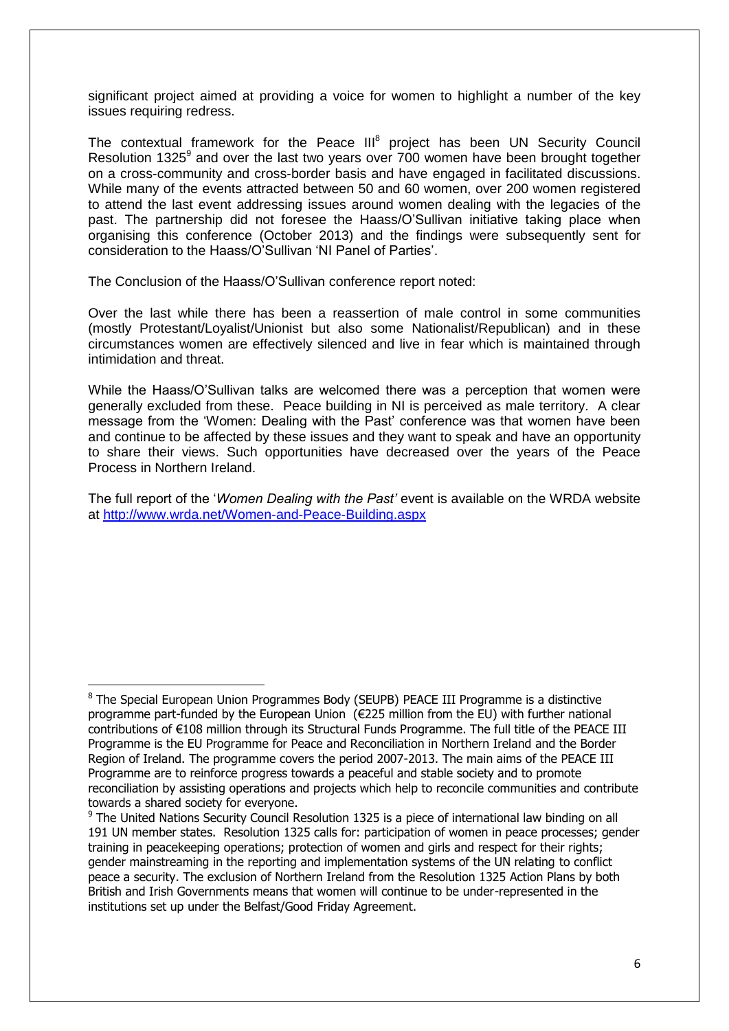significant project aimed at providing a voice for women to highlight a number of the key issues requiring redress.

The contextual framework for the Peace III[8] project has been UN Security Council Resolution 1325[9] and over the last two years over 700 women have been brought together on a cross-community and cross-border basis and have engaged in facilitated discussions. While many of the events attracted between 50 and 60 women, over 200 women registered to attend the last event addressing issues around women dealing with the legacies of the past. The partnership did not foresee the Haass/O'Sullivan initiative taking place when organising this conference (October 2013) and the findings were subsequently sent for consideration to the Haass/O'Sullivan 'NI Panel of Parties'.

The Conclusion of the Haass/O'Sullivan conference report noted:

Over the last while there has been a reassertion of male control in some communities (mostly Protestant/Loyalist/Unionist but also some Nationalist/Republican) and in these circumstances women are effectively silenced and live in fear which is maintained through intimidation and threat.

While the Haass/O'Sullivan talks are welcomed there was a perception that women were generally excluded from these. Peace building in NI is perceived as male territory. A clear message from the 'Women: Dealing with the Past' conference was that women have been and continue to be affected by these issues and they want to speak and have an opportunity to share their views. Such opportunities have decreased over the years of the Peace Process in Northern Ireland.

The full report of the '*Women Dealing with the Past'* event is available on the WRDA website at http://www.wrda.net/Women-and-Peace-Building.aspx

---

[8] The Special European Union Programmes Body (SEUPB) PEACE III Programme is a distinctive programme part-funded by the European Union (€225 million from the EU) with further national contributions of €108 million through its Structural Funds Programme. The full title of the PEACE III Programme is the EU Programme for Peace and Reconciliation in Northern Ireland and the Border Region of Ireland. The programme covers the period 2007-2013. The main aims of the PEACE III Programme are to reinforce progress towards a peaceful and stable society and to promote reconciliation by assisting operations and projects which help to reconcile communities and contribute towards a shared society for everyone.

[9] The United Nations Security Council Resolution 1325 is a piece of international law binding on all 191 UN member states. Resolution 1325 calls for: participation of women in peace processes; gender training in peacekeeping operations; protection of women and girls and respect for their rights; gender mainstreaming in the reporting and implementation systems of the UN relating to conflict peace a security. The exclusion of Northern Ireland from the Resolution 1325 Action Plans by both British and Irish Governments means that women will continue to be under-represented in the institutions set up under the Belfast/Good Friday Agreement.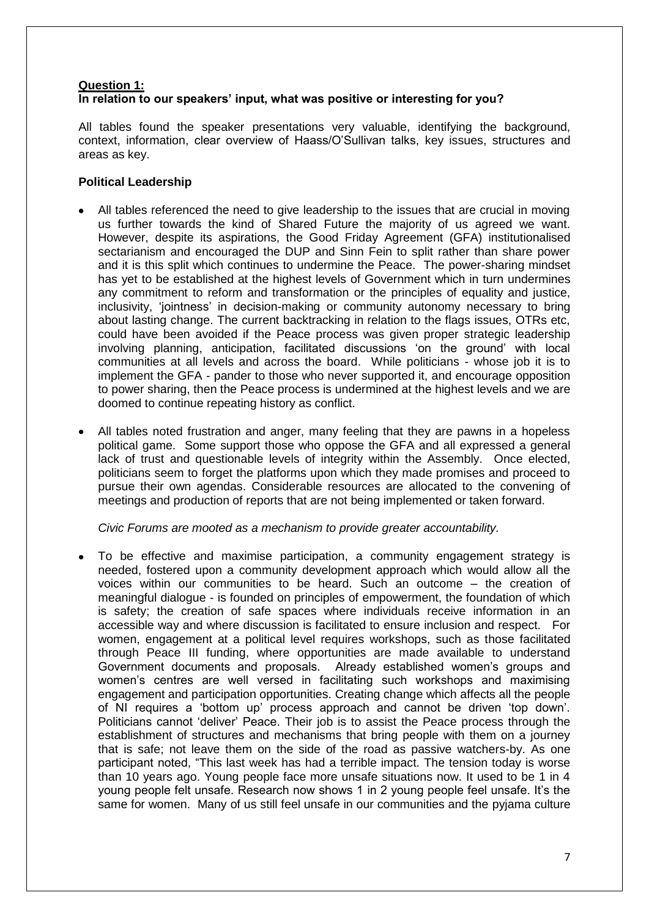**Question 1:**
**In relation to our speakers' input, what was positive or interesting for you?**

All tables found the speaker presentations very valuable, identifying the background, context, information, clear overview of Haass/O'Sullivan talks, key issues, structures and areas as key.

**Political Leadership**

- All tables referenced the need to give leadership to the issues that are crucial in moving us further towards the kind of Shared Future the majority of us agreed we want. However, despite its aspirations, the Good Friday Agreement (GFA) institutionalised sectarianism and encouraged the DUP and Sinn Fein to split rather than share power and it is this split which continues to undermine the Peace. The power-sharing mindset has yet to be established at the highest levels of Government which in turn undermines any commitment to reform and transformation or the principles of equality and justice, inclusivity, 'jointness' in decision-making or community autonomy necessary to bring about lasting change. The current backtracking in relation to the flags issues, OTRs etc, could have been avoided if the Peace process was given proper strategic leadership involving planning, anticipation, facilitated discussions 'on the ground' with local communities at all levels and across the board. While politicians - whose job it is to implement the GFA - pander to those who never supported it, and encourage opposition to power sharing, then the Peace process is undermined at the highest levels and we are doomed to continue repeating history as conflict.

- All tables noted frustration and anger, many feeling that they are pawns in a hopeless political game. Some support those who oppose the GFA and all expressed a general lack of trust and questionable levels of integrity within the Assembly. Once elected, politicians seem to forget the platforms upon which they made promises and proceed to pursue their own agendas. Considerable resources are allocated to the convening of meetings and production of reports that are not being implemented or taken forward.

  *Civic Forums are mooted as a mechanism to provide greater accountability.*

- To be effective and maximise participation, a community engagement strategy is needed, fostered upon a community development approach which would allow all the voices within our communities to be heard. Such an outcome – the creation of meaningful dialogue - is founded on principles of empowerment, the foundation of which is safety; the creation of safe spaces where individuals receive information in an accessible way and where discussion is facilitated to ensure inclusion and respect. For women, engagement at a political level requires workshops, such as those facilitated through Peace III funding, where opportunities are made available to understand Government documents and proposals. Already established women's groups and women's centres are well versed in facilitating such workshops and maximising engagement and participation opportunities. Creating change which affects all the people of NI requires a 'bottom up' process approach and cannot be driven 'top down'. Politicians cannot 'deliver' Peace. Their job is to assist the Peace process through the establishment of structures and mechanisms that bring people with them on a journey that is safe; not leave them on the side of the road as passive watchers-by. As one participant noted, "This last week has had a terrible impact. The tension today is worse than 10 years ago. Young people face more unsafe situations now. It used to be 1 in 4 young people felt unsafe. Research now shows 1 in 2 young people feel unsafe. It's the same for women. Many of us still feel unsafe in our communities and the pyjama culture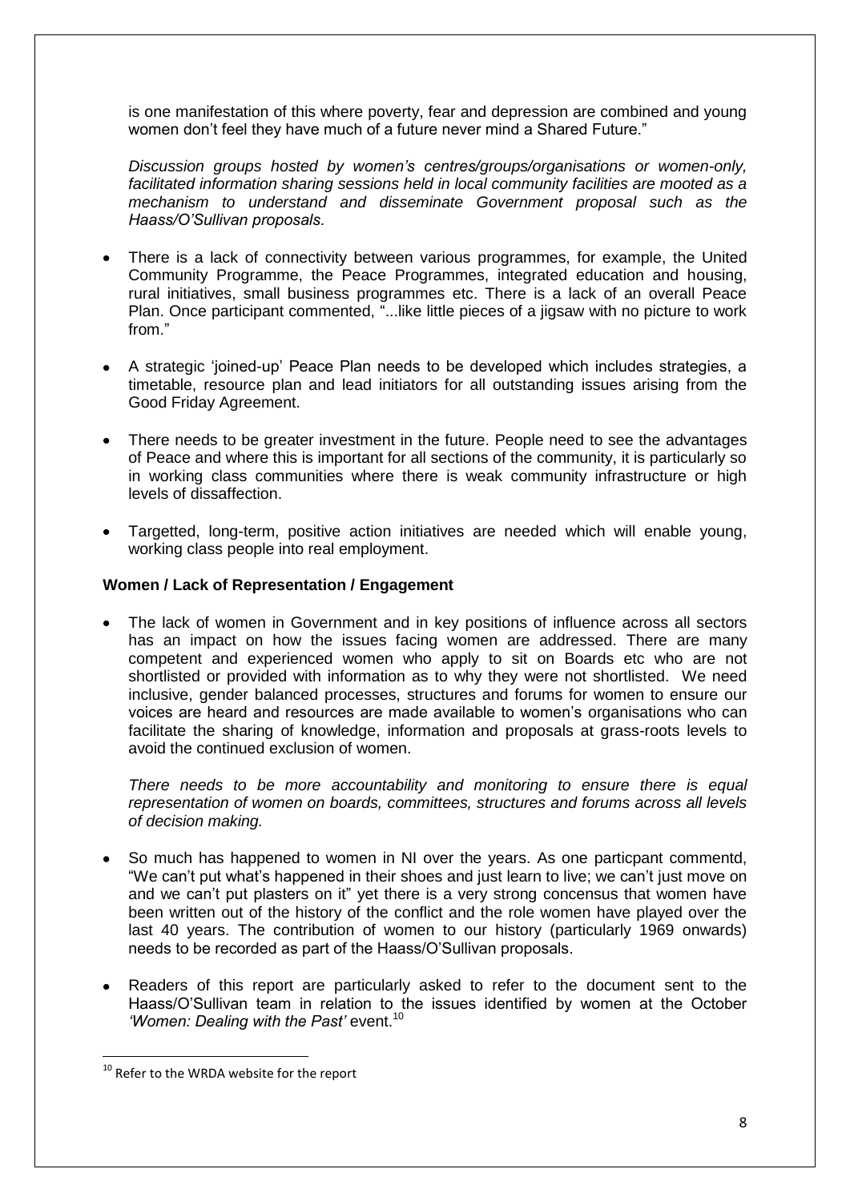is one manifestation of this where poverty, fear and depression are combined and young women don't feel they have much of a future never mind a Shared Future."

*Discussion groups hosted by women's centres/groups/organisations or women-only, facilitated information sharing sessions held in local community facilities are mooted as a mechanism to understand and disseminate Government proposal such as the Haass/O'Sullivan proposals.*

- There is a lack of connectivity between various programmes, for example, the United Community Programme, the Peace Programmes, integrated education and housing, rural initiatives, small business programmes etc. There is a lack of an overall Peace Plan. Once participant commented, "...like little pieces of a jigsaw with no picture to work from."
- A strategic 'joined-up' Peace Plan needs to be developed which includes strategies, a timetable, resource plan and lead initiators for all outstanding issues arising from the Good Friday Agreement.
- There needs to be greater investment in the future. People need to see the advantages of Peace and where this is important for all sections of the community, it is particularly so in working class communities where there is weak community infrastructure or high levels of dissaffection.
- Targetted, long-term, positive action initiatives are needed which will enable young, working class people into real employment.

**Women / Lack of Representation / Engagement**

- The lack of women in Government and in key positions of influence across all sectors has an impact on how the issues facing women are addressed. There are many competent and experienced women who apply to sit on Boards etc who are not shortlisted or provided with information as to why they were not shortlisted. We need inclusive, gender balanced processes, structures and forums for women to ensure our voices are heard and resources are made available to women's organisations who can facilitate the sharing of knowledge, information and proposals at grass-roots levels to avoid the continued exclusion of women.

  *There needs to be more accountability and monitoring to ensure there is equal representation of women on boards, committees, structures and forums across all levels of decision making.*

- So much has happened to women in NI over the years. As one particpant commentd, "We can't put what's happened in their shoes and just learn to live; we can't just move on and we can't put plasters on it" yet there is a very strong concensus that women have been written out of the history of the conflict and the role women have played over the last 40 years. The contribution of women to our history (particularly 1969 onwards) needs to be recorded as part of the Haass/O'Sullivan proposals.
- Readers of this report are particularly asked to refer to the document sent to the Haass/O'Sullivan team in relation to the issues identified by women at the October *'Women: Dealing with the Past'* event.[10]

[10] Refer to the WRDA website for the report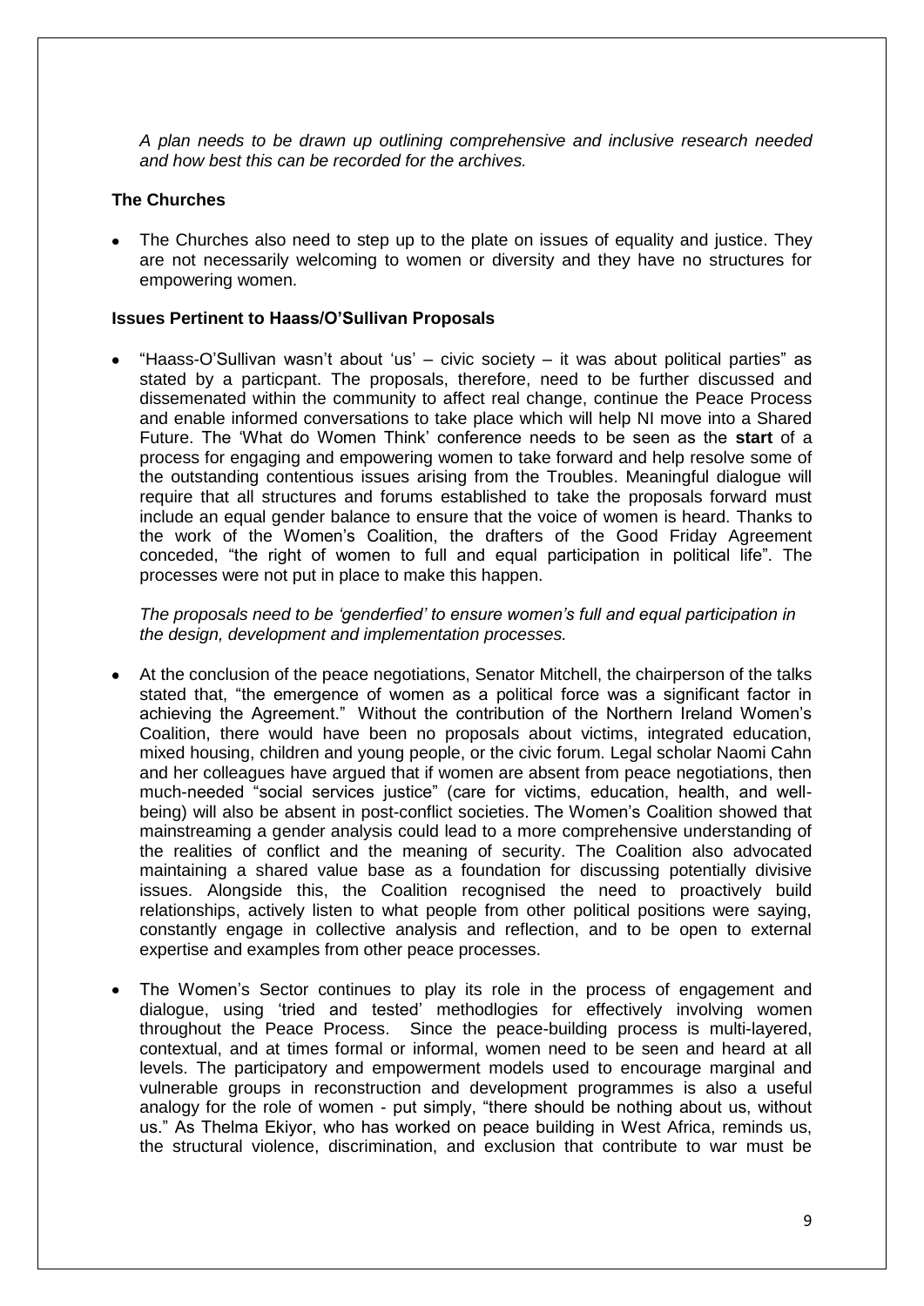*A plan needs to be drawn up outlining comprehensive and inclusive research needed and how best this can be recorded for the archives.*

**The Churches**

- The Churches also need to step up to the plate on issues of equality and justice. They are not necessarily welcoming to women or diversity and they have no structures for empowering women.

**Issues Pertinent to Haass/O'Sullivan Proposals**

- "Haass-O'Sullivan wasn't about 'us' – civic society – it was about political parties" as stated by a particpant. The proposals, therefore, need to be further discussed and dissemenated within the community to affect real change, continue the Peace Process and enable informed conversations to take place which will help NI move into a Shared Future. The 'What do Women Think' conference needs to be seen as the **start** of a process for engaging and empowering women to take forward and help resolve some of the outstanding contentious issues arising from the Troubles. Meaningful dialogue will require that all structures and forums established to take the proposals forward must include an equal gender balance to ensure that the voice of women is heard. Thanks to the work of the Women's Coalition, the drafters of the Good Friday Agreement conceded, "the right of women to full and equal participation in political life". The processes were not put in place to make this happen.

  *The proposals need to be 'genderfied' to ensure women's full and equal participation in the design, development and implementation processes.*

- At the conclusion of the peace negotiations, Senator Mitchell, the chairperson of the talks stated that, "the emergence of women as a political force was a significant factor in achieving the Agreement." Without the contribution of the Northern Ireland Women's Coalition, there would have been no proposals about victims, integrated education, mixed housing, children and young people, or the civic forum. Legal scholar Naomi Cahn and her colleagues have argued that if women are absent from peace negotiations, then much-needed "social services justice" (care for victims, education, health, and well-being) will also be absent in post-conflict societies. The Women's Coalition showed that mainstreaming a gender analysis could lead to a more comprehensive understanding of the realities of conflict and the meaning of security. The Coalition also advocated maintaining a shared value base as a foundation for discussing potentially divisive issues. Alongside this, the Coalition recognised the need to proactively build relationships, actively listen to what people from other political positions were saying, constantly engage in collective analysis and reflection, and to be open to external expertise and examples from other peace processes.

- The Women's Sector continues to play its role in the process of engagement and dialogue, using 'tried and tested' methodlogies for effectively involving women throughout the Peace Process. Since the peace-building process is multi-layered, contextual, and at times formal or informal, women need to be seen and heard at all levels. The participatory and empowerment models used to encourage marginal and vulnerable groups in reconstruction and development programmes is also a useful analogy for the role of women - put simply, "there should be nothing about us, without us." As Thelma Ekiyor, who has worked on peace building in West Africa, reminds us, the structural violence, discrimination, and exclusion that contribute to war must be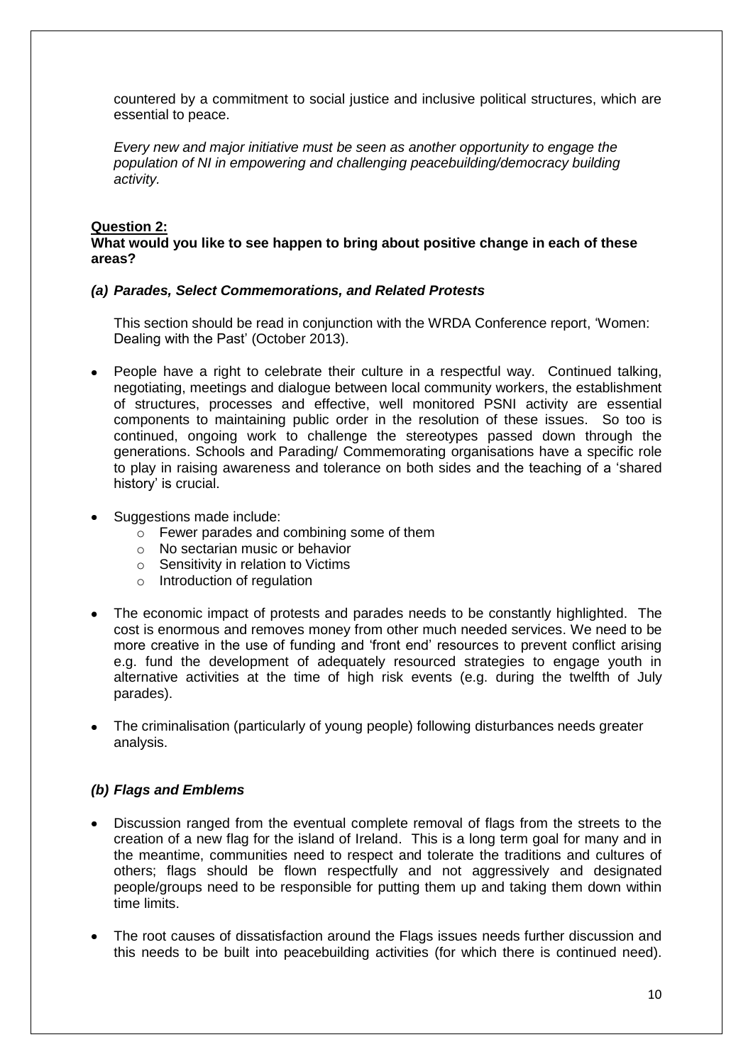countered by a commitment to social justice and inclusive political structures, which are essential to peace.

*Every new and major initiative must be seen as another opportunity to engage the population of NI in empowering and challenging peacebuilding/democracy building activity.*

**Question 2:**
**What would you like to see happen to bring about positive change in each of these areas?**

### *(a) Parades, Select Commemorations, and Related Protests*

This section should be read in conjunction with the WRDA Conference report, 'Women: Dealing with the Past' (October 2013).

- People have a right to celebrate their culture in a respectful way. Continued talking, negotiating, meetings and dialogue between local community workers, the establishment of structures, processes and effective, well monitored PSNI activity are essential components to maintaining public order in the resolution of these issues. So too is continued, ongoing work to challenge the stereotypes passed down through the generations. Schools and Parading/ Commemorating organisations have a specific role to play in raising awareness and tolerance on both sides and the teaching of a 'shared history' is crucial.
- Suggestions made include:
  - Fewer parades and combining some of them
  - No sectarian music or behavior
  - Sensitivity in relation to Victims
  - Introduction of regulation
- The economic impact of protests and parades needs to be constantly highlighted. The cost is enormous and removes money from other much needed services. We need to be more creative in the use of funding and 'front end' resources to prevent conflict arising e.g. fund the development of adequately resourced strategies to engage youth in alternative activities at the time of high risk events (e.g. during the twelfth of July parades).
- The criminalisation (particularly of young people) following disturbances needs greater analysis.

### *(b) Flags and Emblems*

- Discussion ranged from the eventual complete removal of flags from the streets to the creation of a new flag for the island of Ireland. This is a long term goal for many and in the meantime, communities need to respect and tolerate the traditions and cultures of others; flags should be flown respectfully and not aggressively and designated people/groups need to be responsible for putting them up and taking them down within time limits.
- The root causes of dissatisfaction around the Flags issues needs further discussion and this needs to be built into peacebuilding activities (for which there is continued need).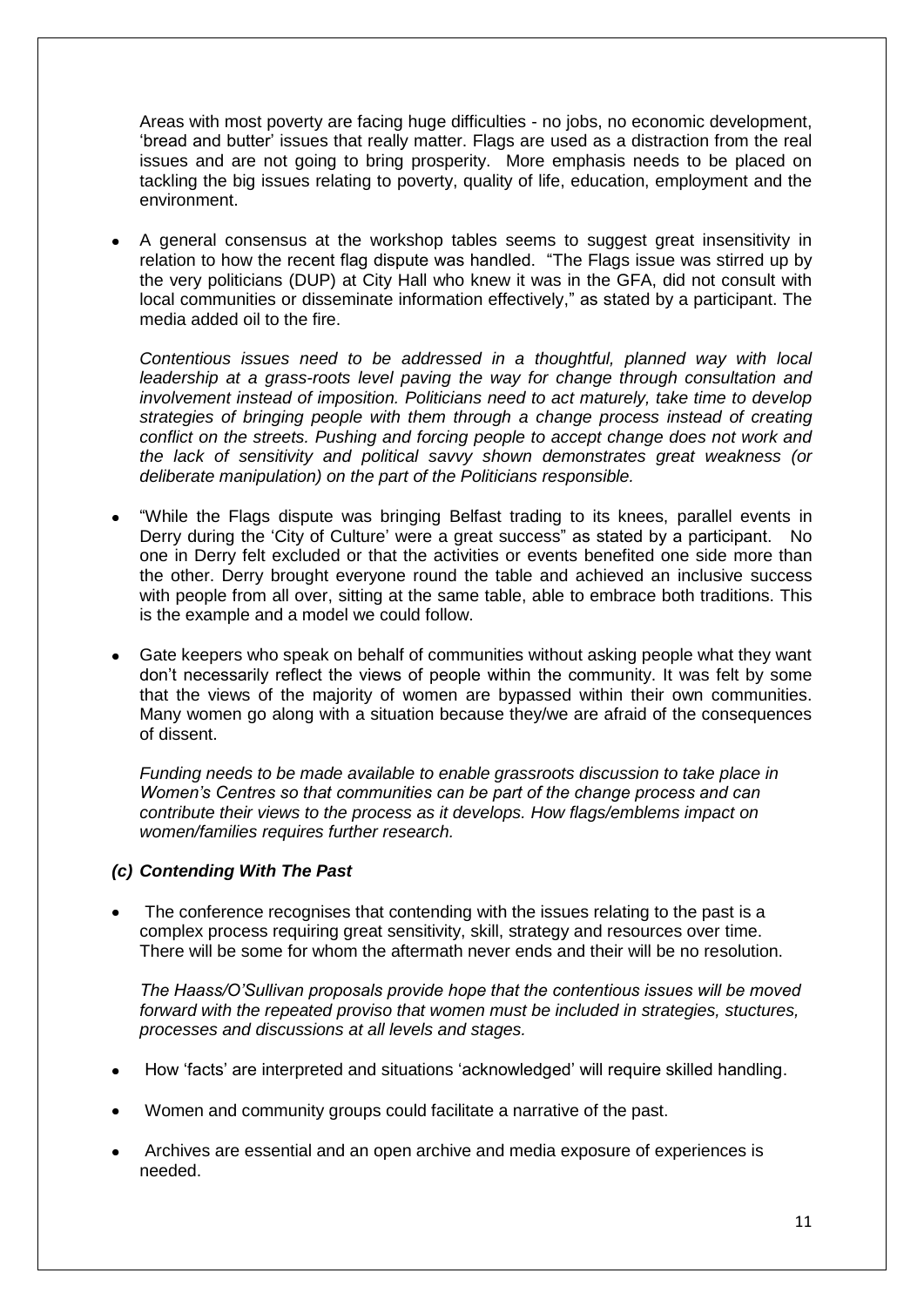Areas with most poverty are facing huge difficulties - no jobs, no economic development, 'bread and butter' issues that really matter. Flags are used as a distraction from the real issues and are not going to bring prosperity. More emphasis needs to be placed on tackling the big issues relating to poverty, quality of life, education, employment and the environment.

- A general consensus at the workshop tables seems to suggest great insensitivity in relation to how the recent flag dispute was handled. "The Flags issue was stirred up by the very politicians (DUP) at City Hall who knew it was in the GFA, did not consult with local communities or disseminate information effectively," as stated by a participant. The media added oil to the fire.

  *Contentious issues need to be addressed in a thoughtful, planned way with local leadership at a grass-roots level paving the way for change through consultation and involvement instead of imposition. Politicians need to act maturely, take time to develop strategies of bringing people with them through a change process instead of creating conflict on the streets. Pushing and forcing people to accept change does not work and the lack of sensitivity and political savvy shown demonstrates great weakness (or deliberate manipulation) on the part of the Politicians responsible.*

- "While the Flags dispute was bringing Belfast trading to its knees, parallel events in Derry during the 'City of Culture' were a great success" as stated by a participant. No one in Derry felt excluded or that the activities or events benefited one side more than the other. Derry brought everyone round the table and achieved an inclusive success with people from all over, sitting at the same table, able to embrace both traditions. This is the example and a model we could follow.

- Gate keepers who speak on behalf of communities without asking people what they want don't necessarily reflect the views of people within the community. It was felt by some that the views of the majority of women are bypassed within their own communities. Many women go along with a situation because they/we are afraid of the consequences of dissent.

  *Funding needs to be made available to enable grassroots discussion to take place in Women's Centres so that communities can be part of the change process and can contribute their views to the process as it develops. How flags/emblems impact on women/families requires further research.*

### *(c) Contending With The Past*

- The conference recognises that contending with the issues relating to the past is a complex process requiring great sensitivity, skill, strategy and resources over time. There will be some for whom the aftermath never ends and their will be no resolution.

  *The Haass/O'Sullivan proposals provide hope that the contentious issues will be moved forward with the repeated proviso that women must be included in strategies, stuctures, processes and discussions at all levels and stages.*

- How 'facts' are interpreted and situations 'acknowledged' will require skilled handling.

- Women and community groups could facilitate a narrative of the past.

- Archives are essential and an open archive and media exposure of experiences is needed.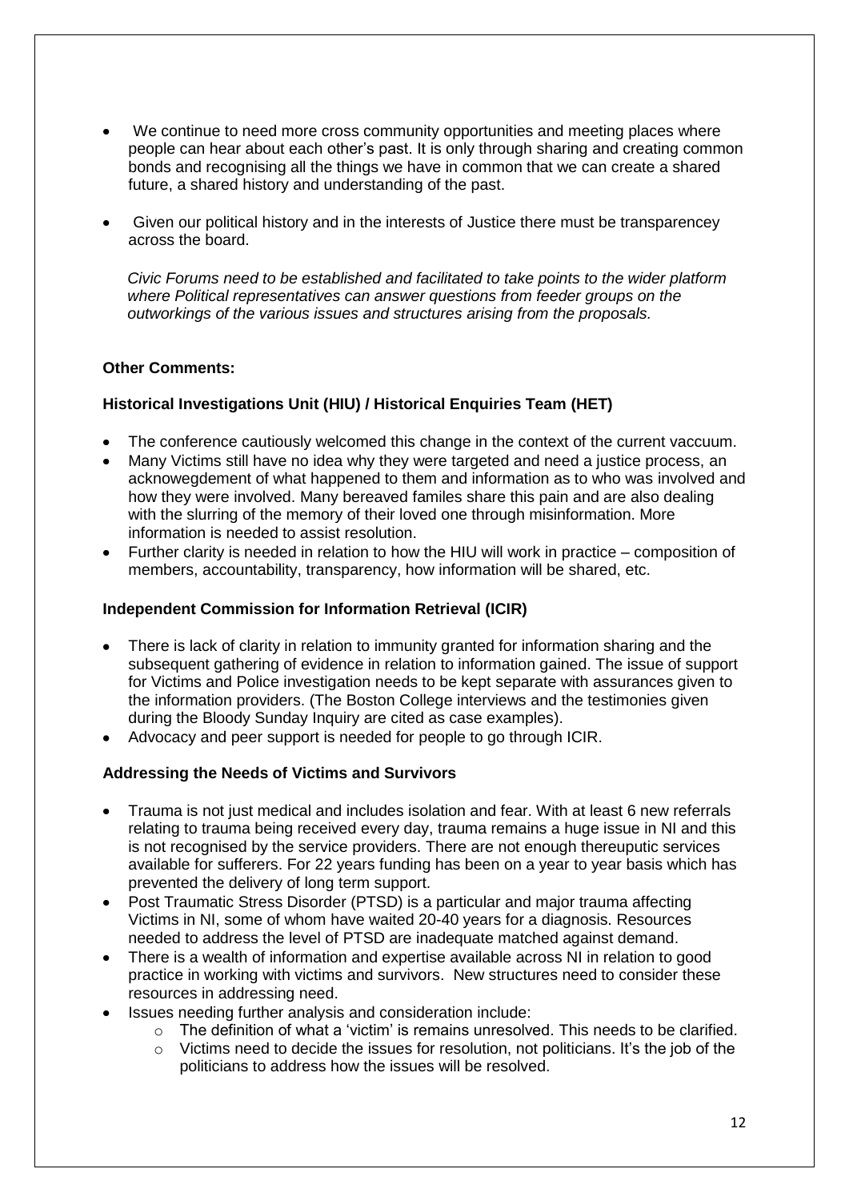- We continue to need more cross community opportunities and meeting places where people can hear about each other's past. It is only through sharing and creating common bonds and recognising all the things we have in common that we can create a shared future, a shared history and understanding of the past.
- Given our political history and in the interests of Justice there must be transparencey across the board.

  *Civic Forums need to be established and facilitated to take points to the wider platform where Political representatives can answer questions from feeder groups on the outworkings of the various issues and structures arising from the proposals.*

**Other Comments:**

**Historical Investigations Unit (HIU) / Historical Enquiries Team (HET)**

- The conference cautiously welcomed this change in the context of the current vaccuum.
- Many Victims still have no idea why they were targeted and need a justice process, an acknowegdement of what happened to them and information as to who was involved and how they were involved. Many bereaved familes share this pain and are also dealing with the slurring of the memory of their loved one through misinformation. More information is needed to assist resolution.
- Further clarity is needed in relation to how the HIU will work in practice – composition of members, accountability, transparency, how information will be shared, etc.

**Independent Commission for Information Retrieval (ICIR)**

- There is lack of clarity in relation to immunity granted for information sharing and the subsequent gathering of evidence in relation to information gained. The issue of support for Victims and Police investigation needs to be kept separate with assurances given to the information providers. (The Boston College interviews and the testimonies given during the Bloody Sunday Inquiry are cited as case examples).
- Advocacy and peer support is needed for people to go through ICIR.

**Addressing the Needs of Victims and Survivors**

- Trauma is not just medical and includes isolation and fear. With at least 6 new referrals relating to trauma being received every day, trauma remains a huge issue in NI and this is not recognised by the service providers. There are not enough thereuputic services available for sufferers. For 22 years funding has been on a year to year basis which has prevented the delivery of long term support.
- Post Traumatic Stress Disorder (PTSD) is a particular and major trauma affecting Victims in NI, some of whom have waited 20-40 years for a diagnosis. Resources needed to address the level of PTSD are inadequate matched against demand.
- There is a wealth of information and expertise available across NI in relation to good practice in working with victims and survivors. New structures need to consider these resources in addressing need.
- Issues needing further analysis and consideration include:
  - The definition of what a 'victim' is remains unresolved. This needs to be clarified.
  - Victims need to decide the issues for resolution, not politicians. It's the job of the politicians to address how the issues will be resolved.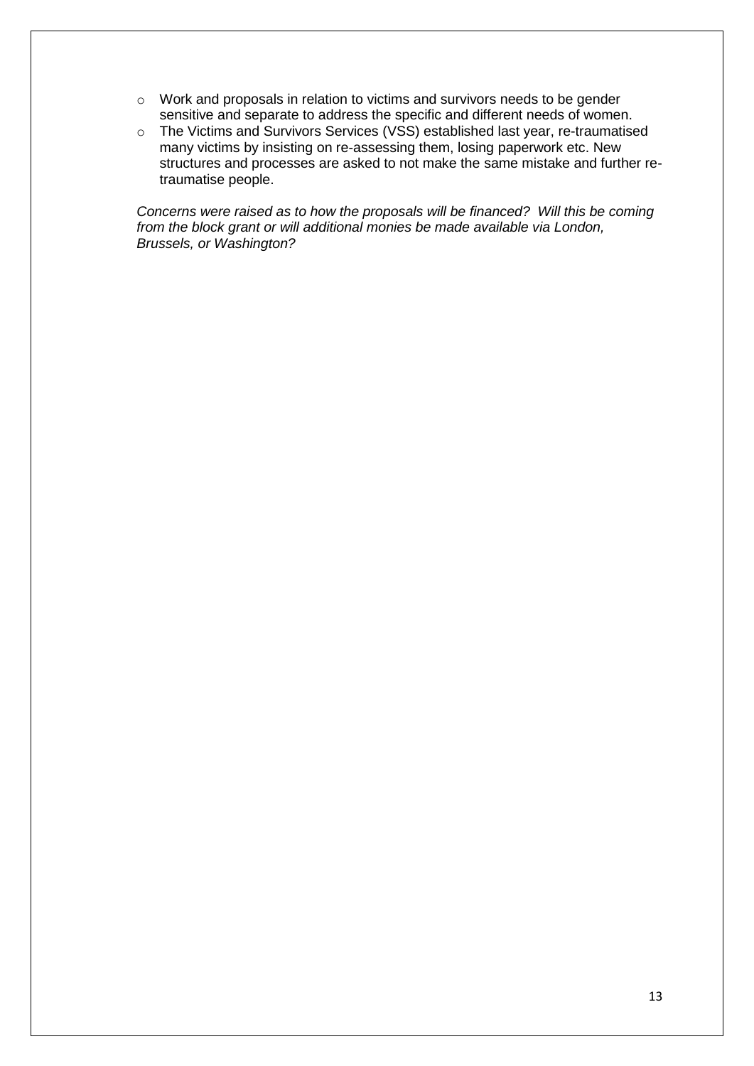- Work and proposals in relation to victims and survivors needs to be gender sensitive and separate to address the specific and different needs of women.
- The Victims and Survivors Services (VSS) established last year, re-traumatised many victims by insisting on re-assessing them, losing paperwork etc. New structures and processes are asked to not make the same mistake and further re-traumatise people.

*Concerns were raised as to how the proposals will be financed? Will this be coming from the block grant or will additional monies be made available via London, Brussels, or Washington?*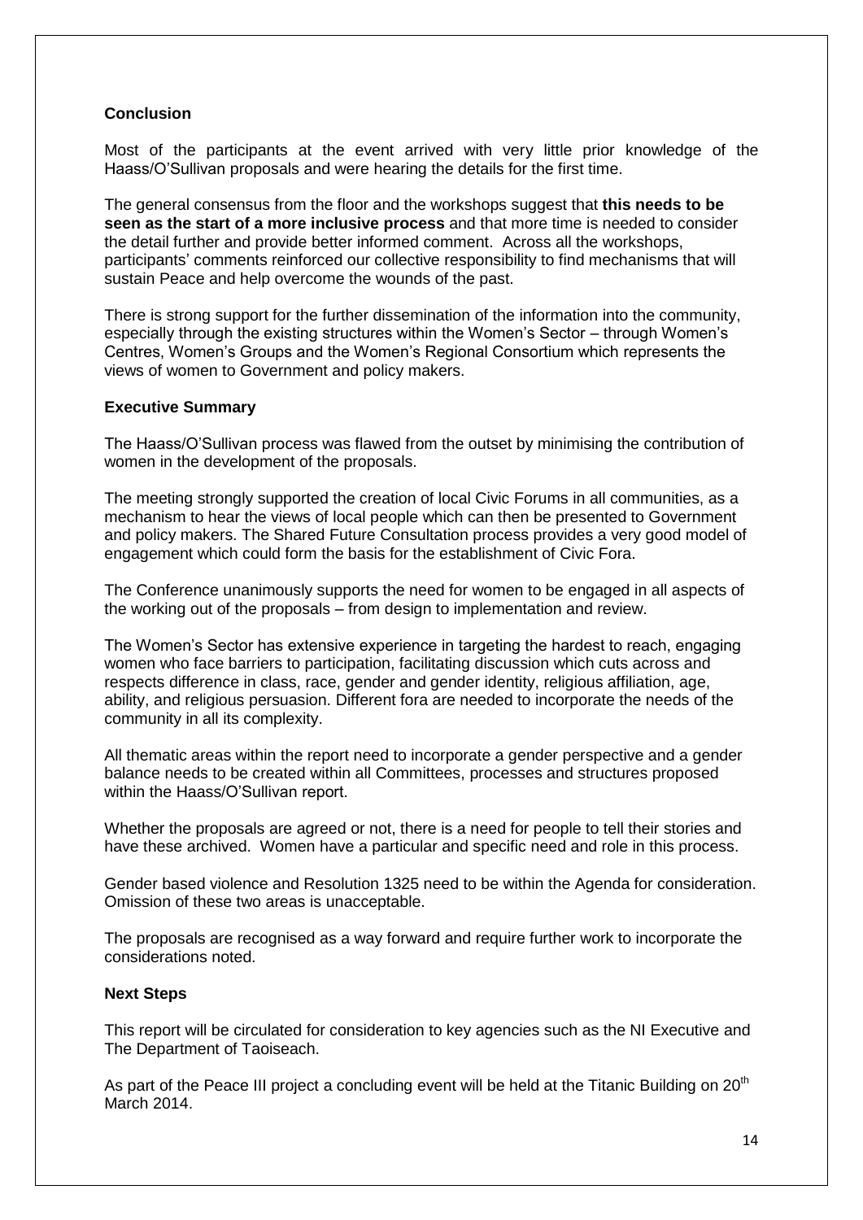**Conclusion**

Most of the participants at the event arrived with very little prior knowledge of the Haass/O'Sullivan proposals and were hearing the details for the first time.

The general consensus from the floor and the workshops suggest that **this needs to be seen as the start of a more inclusive process** and that more time is needed to consider the detail further and provide better informed comment. Across all the workshops, participants' comments reinforced our collective responsibility to find mechanisms that will sustain Peace and help overcome the wounds of the past.

There is strong support for the further dissemination of the information into the community, especially through the existing structures within the Women's Sector – through Women's Centres, Women's Groups and the Women's Regional Consortium which represents the views of women to Government and policy makers.

**Executive Summary**

The Haass/O'Sullivan process was flawed from the outset by minimising the contribution of women in the development of the proposals.

The meeting strongly supported the creation of local Civic Forums in all communities, as a mechanism to hear the views of local people which can then be presented to Government and policy makers. The Shared Future Consultation process provides a very good model of engagement which could form the basis for the establishment of Civic Fora.

The Conference unanimously supports the need for women to be engaged in all aspects of the working out of the proposals – from design to implementation and review.

The Women's Sector has extensive experience in targeting the hardest to reach, engaging women who face barriers to participation, facilitating discussion which cuts across and respects difference in class, race, gender and gender identity, religious affiliation, age, ability, and religious persuasion. Different fora are needed to incorporate the needs of the community in all its complexity.

All thematic areas within the report need to incorporate a gender perspective and a gender balance needs to be created within all Committees, processes and structures proposed within the Haass/O'Sullivan report.

Whether the proposals are agreed or not, there is a need for people to tell their stories and have these archived. Women have a particular and specific need and role in this process.

Gender based violence and Resolution 1325 need to be within the Agenda for consideration. Omission of these two areas is unacceptable.

The proposals are recognised as a way forward and require further work to incorporate the considerations noted.

**Next Steps**

This report will be circulated for consideration to key agencies such as the NI Executive and The Department of Taoiseach.

As part of the Peace III project a concluding event will be held at the Titanic Building on 20th March 2014.